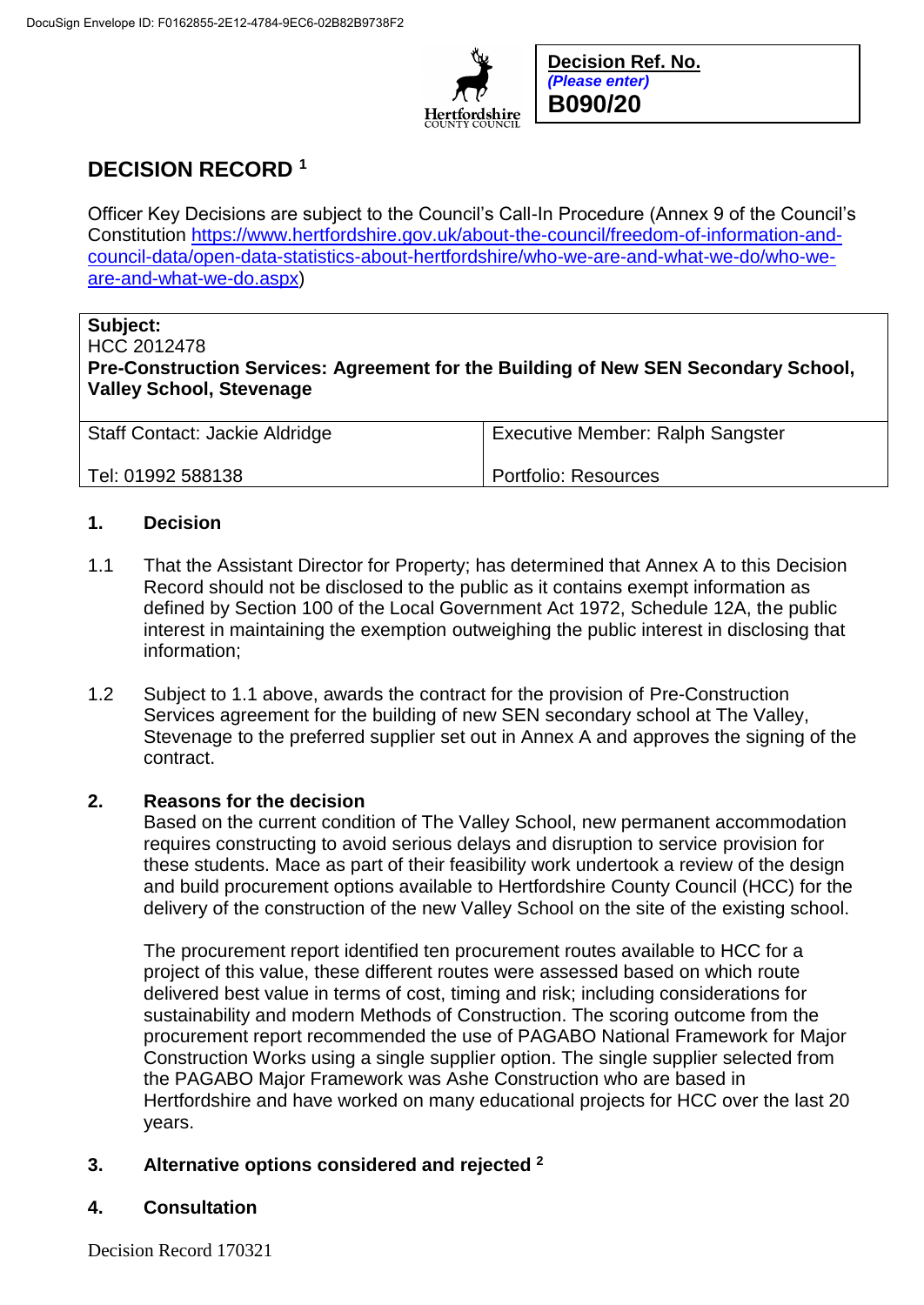DocuSign Envelope ID: F0162855-2E12-4784-9EC6-02B82B9738F2

| **Decision Ref. No.** *(Please enter)* **B090/20** |
|---|

# DECISION RECORD [1]

Officer Key Decisions are subject to the Council's Call-In Procedure (Annex 9 of the Council's Constitution [https://www.hertfordshire.gov.uk/about-the-council/freedom-of-information-and-council-data/open-data-statistics-about-hertfordshire/who-we-are-and-what-we-do/who-we-are-and-what-we-do.aspx](https://www.hertfordshire.gov.uk/about-the-council/freedom-of-information-and-council-data/open-data-statistics-about-hertfordshire/who-we-are-and-what-we-do/who-we-are-and-what-we-do.aspx))

| **Subject:** HCC 2012478 **Pre-Construction Services: Agreement for the Building of New SEN Secondary School, Valley School, Stevenage** | |
|---|---|
| Staff Contact: Jackie Aldridge | Executive Member: Ralph Sangster |
| Tel: 01992 588138 | Portfolio: Resources |

## 1. Decision

1.1 That the Assistant Director for Property; has determined that Annex A to this Decision Record should not be disclosed to the public as it contains exempt information as defined by Section 100 of the Local Government Act 1972, Schedule 12A, the public interest in maintaining the exemption outweighing the public interest in disclosing that information;

1.2 Subject to 1.1 above, awards the contract for the provision of Pre-Construction Services agreement for the building of new SEN secondary school at The Valley, Stevenage to the preferred supplier set out in Annex A and approves the signing of the contract.

## 2. Reasons for the decision

Based on the current condition of The Valley School, new permanent accommodation requires constructing to avoid serious delays and disruption to service provision for these students. Mace as part of their feasibility work undertook a review of the design and build procurement options available to Hertfordshire County Council (HCC) for the delivery of the construction of the new Valley School on the site of the existing school.

The procurement report identified ten procurement routes available to HCC for a project of this value, these different routes were assessed based on which route delivered best value in terms of cost, timing and risk; including considerations for sustainability and modern Methods of Construction. The scoring outcome from the procurement report recommended the use of PAGABO National Framework for Major Construction Works using a single supplier option. The single supplier selected from the PAGABO Major Framework was Ashe Construction who are based in Hertfordshire and have worked on many educational projects for HCC over the last 20 years.

## 3. Alternative options considered and rejected [2]

## 4. Consultation

Decision Record 170321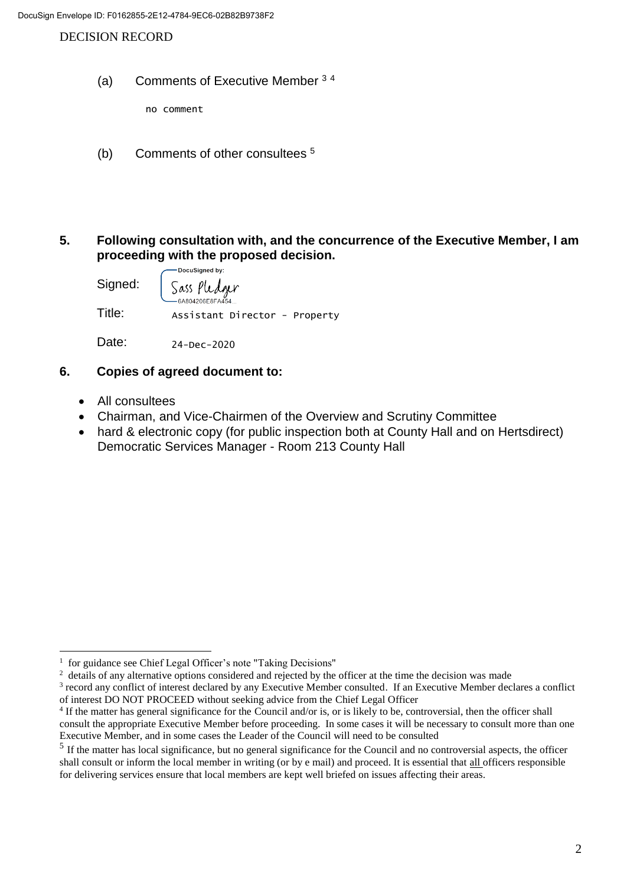DocuSign Envelope ID: F0162855-2E12-4784-9EC6-02B82B9738F2

DECISION RECORD

(a) Comments of Executive Member [3] [4]

no comment

(b) Comments of other consultees [5]

**5. Following consultation with, and the concurrence of the Executive Member, I am proceeding with the proposed decision.**

Signed: DocuSigned by: Sass Pledger 6A804206E8FA454...

Title: Assistant Director - Property

Date: 24-Dec-2020

**6. Copies of agreed document to:**

- All consultees
- Chairman, and Vice-Chairmen of the Overview and Scrutiny Committee
- hard & electronic copy (for public inspection both at County Hall and on Hertsdirect) Democratic Services Manager - Room 213 County Hall

---

[1] for guidance see Chief Legal Officer's note "Taking Decisions"

[2] details of any alternative options considered and rejected by the officer at the time the decision was made

[3] record any conflict of interest declared by any Executive Member consulted. If an Executive Member declares a conflict of interest DO NOT PROCEED without seeking advice from the Chief Legal Officer

[4] If the matter has general significance for the Council and/or is, or is likely to be, controversial, then the officer shall consult the appropriate Executive Member before proceeding. In some cases it will be necessary to consult more than one Executive Member, and in some cases the Leader of the Council will need to be consulted

[5] If the matter has local significance, but no general significance for the Council and no controversial aspects, the officer shall consult or inform the local member in writing (or by e mail) and proceed. It is essential that all officers responsible for delivering services ensure that local members are kept well briefed on issues affecting their areas.